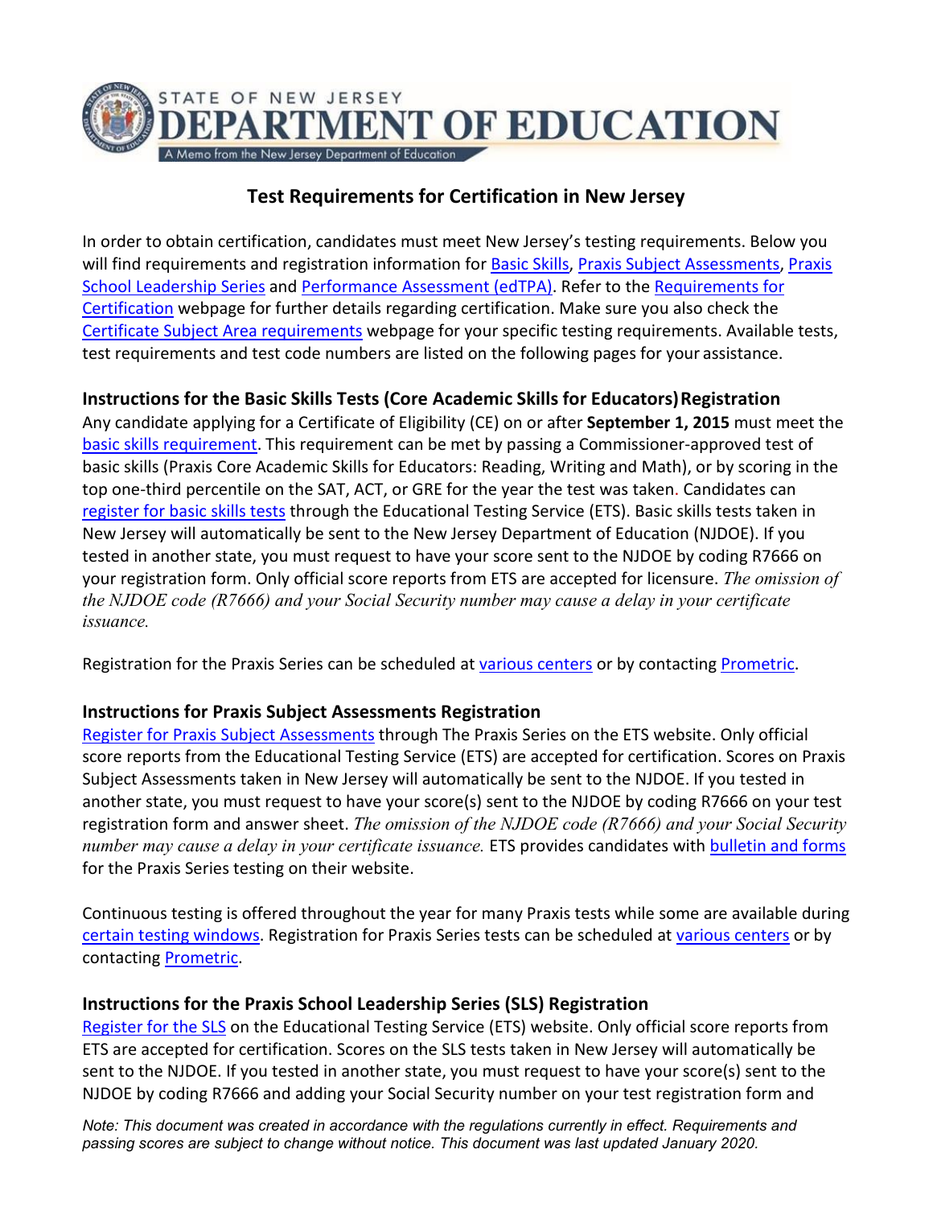STATE OF NEW JERSEY
DEPARTMENT OF EDUCATION
A Memo from the New Jersey Department of Education

# Test Requirements for Certification in New Jersey

In order to obtain certification, candidates must meet New Jersey's testing requirements. Below you will find requirements and registration information for Basic Skills, Praxis Subject Assessments, Praxis School Leadership Series and Performance Assessment (edTPA). Refer to the Requirements for Certification webpage for further details regarding certification. Make sure you also check the Certificate Subject Area requirements webpage for your specific testing requirements. Available tests, test requirements and test code numbers are listed on the following pages for your assistance.

## Instructions for the Basic Skills Tests (Core Academic Skills for Educators) Registration

Any candidate applying for a Certificate of Eligibility (CE) on or after **September 1, 2015** must meet the basic skills requirement. This requirement can be met by passing a Commissioner-approved test of basic skills (Praxis Core Academic Skills for Educators: Reading, Writing and Math), or by scoring in the top one-third percentile on the SAT, ACT, or GRE for the year the test was taken. Candidates can register for basic skills tests through the Educational Testing Service (ETS). Basic skills tests taken in New Jersey will automatically be sent to the New Jersey Department of Education (NJDOE). If you tested in another state, you must request to have your score sent to the NJDOE by coding R7666 on your registration form. Only official score reports from ETS are accepted for licensure. *The omission of the NJDOE code (R7666) and your Social Security number may cause a delay in your certificate issuance.*

Registration for the Praxis Series can be scheduled at various centers or by contacting Prometric.

## Instructions for Praxis Subject Assessments Registration

Register for Praxis Subject Assessments through The Praxis Series on the ETS website. Only official score reports from the Educational Testing Service (ETS) are accepted for certification. Scores on Praxis Subject Assessments taken in New Jersey will automatically be sent to the NJDOE. If you tested in another state, you must request to have your score(s) sent to the NJDOE by coding R7666 on your test registration form and answer sheet. *The omission of the NJDOE code (R7666) and your Social Security number may cause a delay in your certificate issuance.* ETS provides candidates with bulletin and forms for the Praxis Series testing on their website.

Continuous testing is offered throughout the year for many Praxis tests while some are available during certain testing windows. Registration for Praxis Series tests can be scheduled at various centers or by contacting Prometric.

## Instructions for the Praxis School Leadership Series (SLS) Registration

Register for the SLS on the Educational Testing Service (ETS) website. Only official score reports from ETS are accepted for certification. Scores on the SLS tests taken in New Jersey will automatically be sent to the NJDOE. If you tested in another state, you must request to have your score(s) sent to the NJDOE by coding R7666 and adding your Social Security number on your test registration form and

*Note: This document was created in accordance with the regulations currently in effect. Requirements and passing scores are subject to change without notice. This document was last updated January 2020.*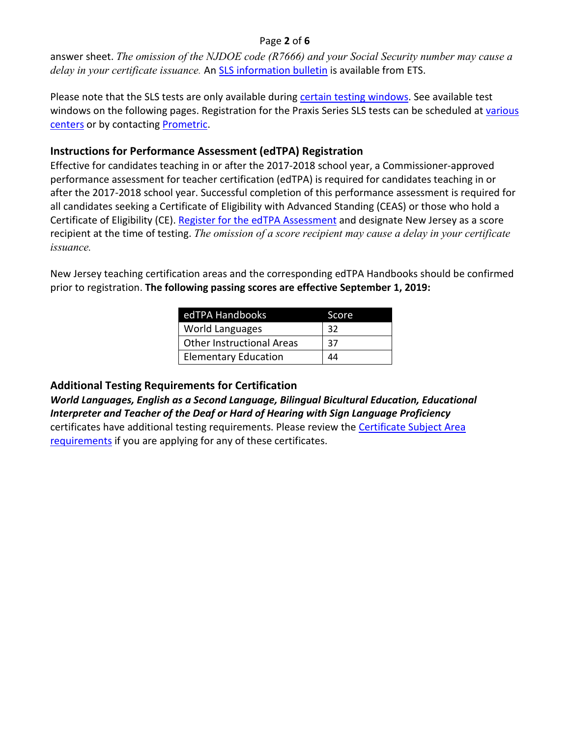answer sheet. *The omission of the NJDOE code (R7666) and your Social Security number may cause a delay in your certificate issuance.* An SLS information bulletin is available from ETS.

Please note that the SLS tests are only available during certain testing windows. See available test windows on the following pages. Registration for the Praxis Series SLS tests can be scheduled at various centers or by contacting Prometric.

### Instructions for Performance Assessment (edTPA) Registration

Effective for candidates teaching in or after the 2017-2018 school year, a Commissioner-approved performance assessment for teacher certification (edTPA) is required for candidates teaching in or after the 2017-2018 school year. Successful completion of this performance assessment is required for all candidates seeking a Certificate of Eligibility with Advanced Standing (CEAS) or those who hold a Certificate of Eligibility (CE). Register for the edTPA Assessment and designate New Jersey as a score recipient at the time of testing. *The omission of a score recipient may cause a delay in your certificate issuance.*

New Jersey teaching certification areas and the corresponding edTPA Handbooks should be confirmed prior to registration. **The following passing scores are effective September 1, 2019:**

| edTPA Handbooks | Score |
| --- | --- |
| World Languages | 32 |
| Other Instructional Areas | 37 |
| Elementary Education | 44 |

### Additional Testing Requirements for Certification

***World Languages, English as a Second Language, Bilingual Bicultural Education, Educational Interpreter and Teacher of the Deaf or Hard of Hearing with Sign Language Proficiency*** certificates have additional testing requirements. Please review the Certificate Subject Area requirements if you are applying for any of these certificates.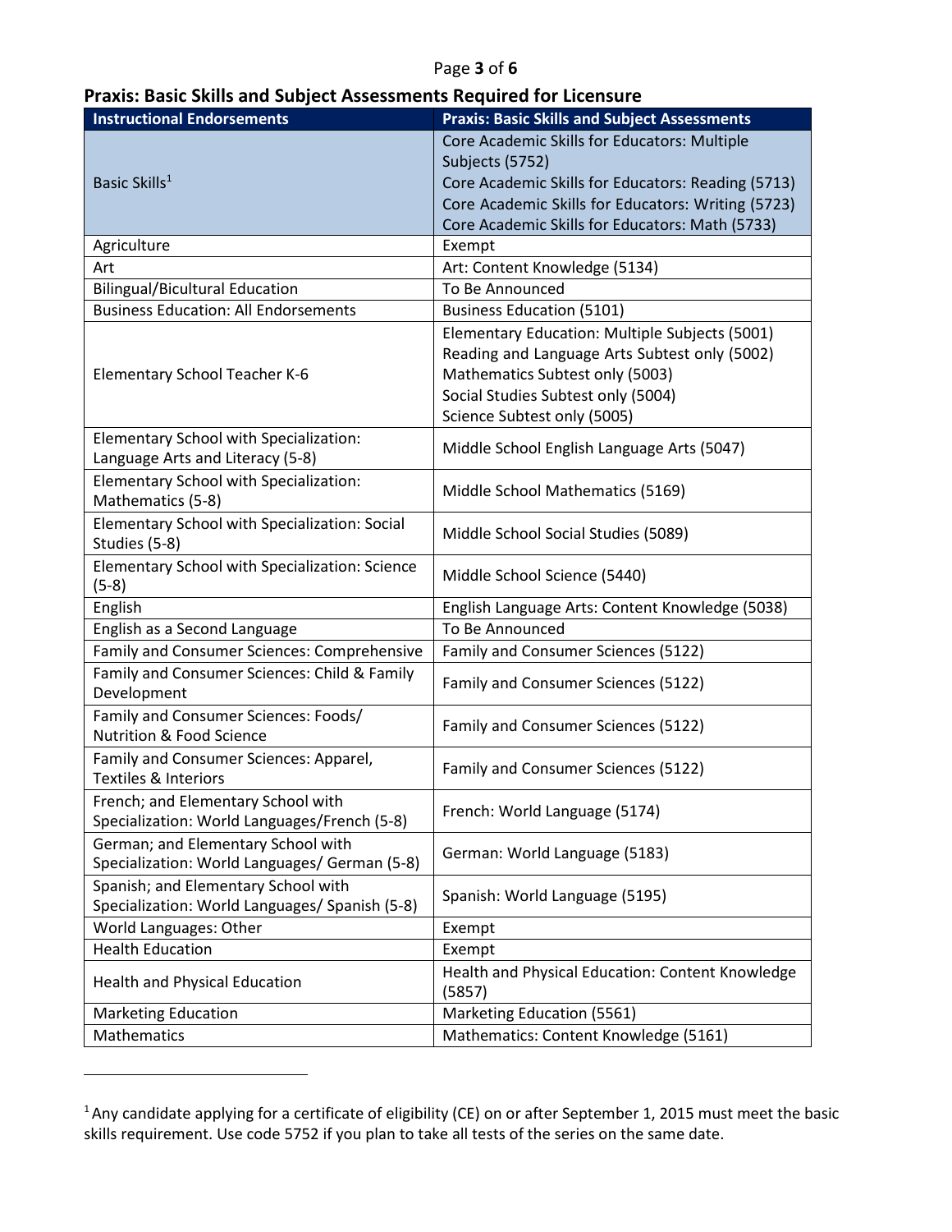## Praxis: Basic Skills and Subject Assessments Required for Licensure

| Instructional Endorsements | Praxis: Basic Skills and Subject Assessments |
|---|---|
| Basic Skills[1] | Core Academic Skills for Educators: Multiple Subjects (5752)<br>Core Academic Skills for Educators: Reading (5713)<br>Core Academic Skills for Educators: Writing (5723)<br>Core Academic Skills for Educators: Math (5733) |
| Agriculture | Exempt |
| Art | Art: Content Knowledge (5134) |
| Bilingual/Bicultural Education | To Be Announced |
| Business Education: All Endorsements | Business Education (5101) |
| Elementary School Teacher K-6 | Elementary Education: Multiple Subjects (5001)<br>Reading and Language Arts Subtest only (5002)<br>Mathematics Subtest only (5003)<br>Social Studies Subtest only (5004)<br>Science Subtest only (5005) |
| Elementary School with Specialization: Language Arts and Literacy (5-8) | Middle School English Language Arts (5047) |
| Elementary School with Specialization: Mathematics (5-8) | Middle School Mathematics (5169) |
| Elementary School with Specialization: Social Studies (5-8) | Middle School Social Studies (5089) |
| Elementary School with Specialization: Science (5-8) | Middle School Science (5440) |
| English | English Language Arts: Content Knowledge (5038) |
| English as a Second Language | To Be Announced |
| Family and Consumer Sciences: Comprehensive | Family and Consumer Sciences (5122) |
| Family and Consumer Sciences: Child & Family Development | Family and Consumer Sciences (5122) |
| Family and Consumer Sciences: Foods/ Nutrition & Food Science | Family and Consumer Sciences (5122) |
| Family and Consumer Sciences: Apparel, Textiles & Interiors | Family and Consumer Sciences (5122) |
| French; and Elementary School with Specialization: World Languages/French (5-8) | French: World Language (5174) |
| German; and Elementary School with Specialization: World Languages/ German (5-8) | German: World Language (5183) |
| Spanish; and Elementary School with Specialization: World Languages/ Spanish (5-8) | Spanish: World Language (5195) |
| World Languages: Other | Exempt |
| Health Education | Exempt |
| Health and Physical Education | Health and Physical Education: Content Knowledge (5857) |
| Marketing Education | Marketing Education (5561) |
| Mathematics | Mathematics: Content Knowledge (5161) |

[1] Any candidate applying for a certificate of eligibility (CE) on or after September 1, 2015 must meet the basic skills requirement. Use code 5752 if you plan to take all tests of the series on the same date.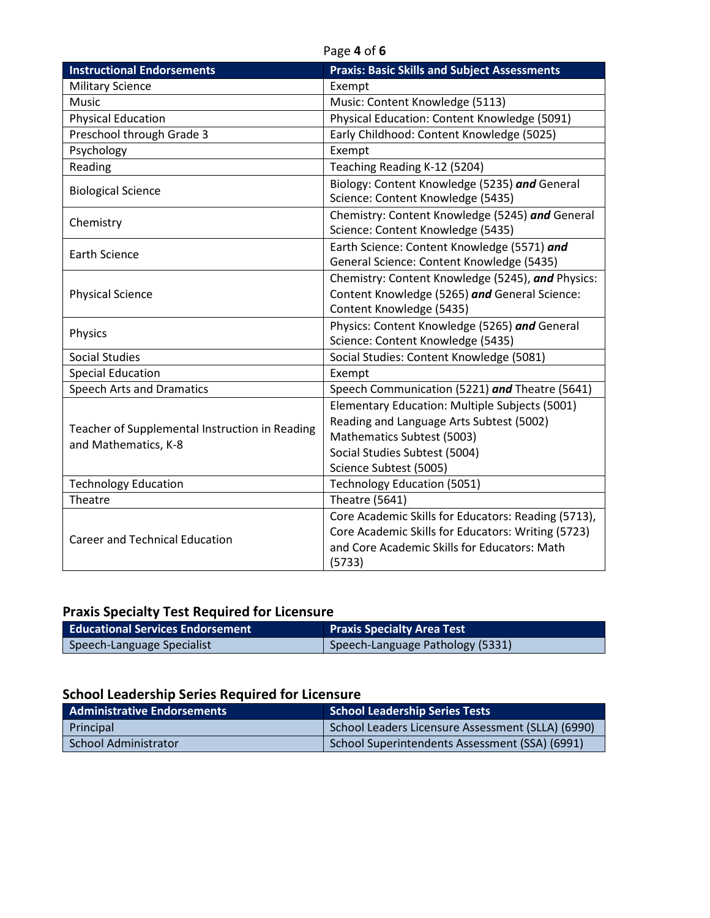| Instructional Endorsements | Praxis: Basic Skills and Subject Assessments |
|---|---|
| Military Science | Exempt |
| Music | Music: Content Knowledge (5113) |
| Physical Education | Physical Education: Content Knowledge (5091) |
| Preschool through Grade 3 | Early Childhood: Content Knowledge (5025) |
| Psychology | Exempt |
| Reading | Teaching Reading K-12 (5204) |
| Biological Science | Biology: Content Knowledge (5235) ***and*** General Science: Content Knowledge (5435) |
| Chemistry | Chemistry: Content Knowledge (5245) ***and*** General Science: Content Knowledge (5435) |
| Earth Science | Earth Science: Content Knowledge (5571) ***and*** General Science: Content Knowledge (5435) |
| Physical Science | Chemistry: Content Knowledge (5245), ***and*** Physics: Content Knowledge (5265) ***and*** General Science: Content Knowledge (5435) |
| Physics | Physics: Content Knowledge (5265) ***and*** General Science: Content Knowledge (5435) |
| Social Studies | Social Studies: Content Knowledge (5081) |
| Special Education | Exempt |
| Speech Arts and Dramatics | Speech Communication (5221) ***and*** Theatre (5641) |
| Teacher of Supplemental Instruction in Reading and Mathematics, K-8 | Elementary Education: Multiple Subjects (5001)<br>Reading and Language Arts Subtest (5002)<br>Mathematics Subtest (5003)<br>Social Studies Subtest (5004)<br>Science Subtest (5005) |
| Technology Education | Technology Education (5051) |
| Theatre | Theatre (5641) |
| Career and Technical Education | Core Academic Skills for Educators: Reading (5713), Core Academic Skills for Educators: Writing (5723) and Core Academic Skills for Educators: Math (5733) |

## Praxis Specialty Test Required for Licensure

| Educational Services Endorsement | Praxis Specialty Area Test |
|---|---|
| Speech-Language Specialist | Speech-Language Pathology (5331) |

## School Leadership Series Required for Licensure

| Administrative Endorsements | School Leadership Series Tests |
|---|---|
| Principal | School Leaders Licensure Assessment (SLLA) (6990) |
| School Administrator | School Superintendents Assessment (SSA) (6991) |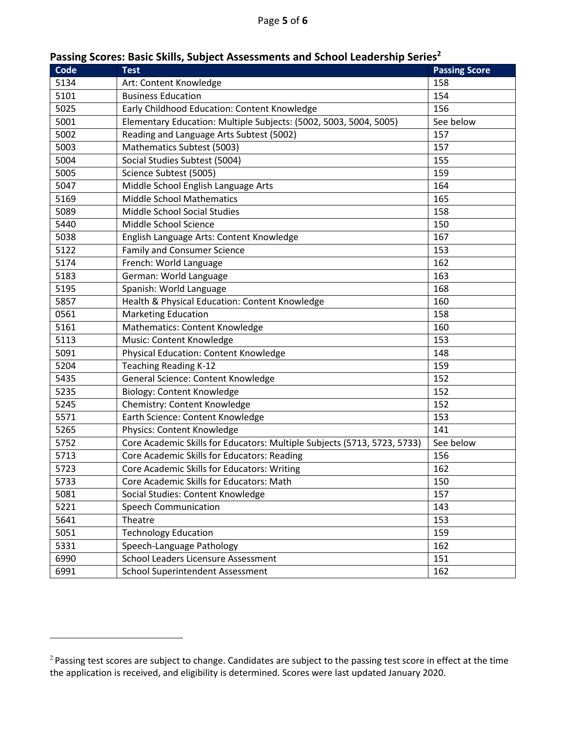## Passing Scores: Basic Skills, Subject Assessments and School Leadership Series[2]

| Code | Test | Passing Score |
|---|---|---|
| 5134 | Art: Content Knowledge | 158 |
| 5101 | Business Education | 154 |
| 5025 | Early Childhood Education: Content Knowledge | 156 |
| 5001 | Elementary Education: Multiple Subjects: (5002, 5003, 5004, 5005) | See below |
| 5002 | Reading and Language Arts Subtest (5002) | 157 |
| 5003 | Mathematics Subtest (5003) | 157 |
| 5004 | Social Studies Subtest (5004) | 155 |
| 5005 | Science Subtest (5005) | 159 |
| 5047 | Middle School English Language Arts | 164 |
| 5169 | Middle School Mathematics | 165 |
| 5089 | Middle School Social Studies | 158 |
| 5440 | Middle School Science | 150 |
| 5038 | English Language Arts: Content Knowledge | 167 |
| 5122 | Family and Consumer Science | 153 |
| 5174 | French: World Language | 162 |
| 5183 | German: World Language | 163 |
| 5195 | Spanish: World Language | 168 |
| 5857 | Health & Physical Education: Content Knowledge | 160 |
| 0561 | Marketing Education | 158 |
| 5161 | Mathematics: Content Knowledge | 160 |
| 5113 | Music: Content Knowledge | 153 |
| 5091 | Physical Education: Content Knowledge | 148 |
| 5204 | Teaching Reading K-12 | 159 |
| 5435 | General Science: Content Knowledge | 152 |
| 5235 | Biology: Content Knowledge | 152 |
| 5245 | Chemistry: Content Knowledge | 152 |
| 5571 | Earth Science: Content Knowledge | 153 |
| 5265 | Physics: Content Knowledge | 141 |
| 5752 | Core Academic Skills for Educators: Multiple Subjects (5713, 5723, 5733) | See below |
| 5713 | Core Academic Skills for Educators: Reading | 156 |
| 5723 | Core Academic Skills for Educators: Writing | 162 |
| 5733 | Core Academic Skills for Educators: Math | 150 |
| 5081 | Social Studies: Content Knowledge | 157 |
| 5221 | Speech Communication | 143 |
| 5641 | Theatre | 153 |
| 5051 | Technology Education | 159 |
| 5331 | Speech-Language Pathology | 162 |
| 6990 | School Leaders Licensure Assessment | 151 |
| 6991 | School Superintendent Assessment | 162 |

[2] Passing test scores are subject to change. Candidates are subject to the passing test score in effect at the time the application is received, and eligibility is determined. Scores were last updated January 2020.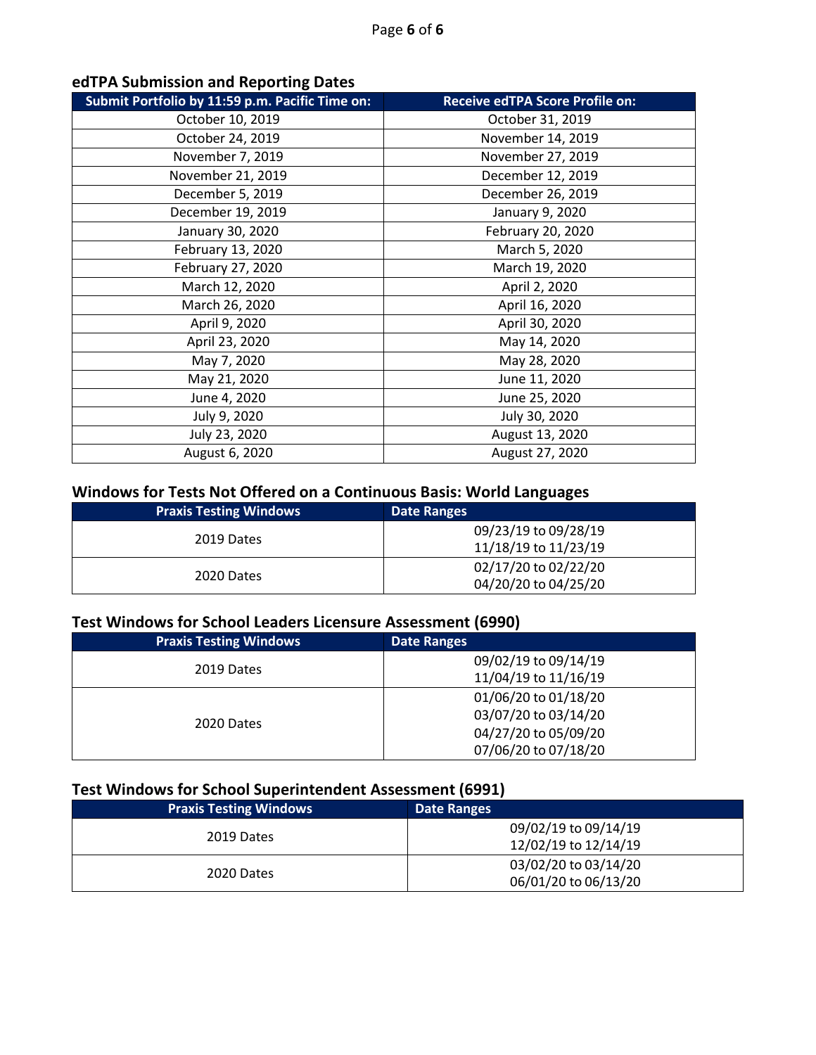## edTPA Submission and Reporting Dates

| Submit Portfolio by 11:59 p.m. Pacific Time on: | Receive edTPA Score Profile on: |
| --- | --- |
| October 10, 2019 | October 31, 2019 |
| October 24, 2019 | November 14, 2019 |
| November 7, 2019 | November 27, 2019 |
| November 21, 2019 | December 12, 2019 |
| December 5, 2019 | December 26, 2019 |
| December 19, 2019 | January 9, 2020 |
| January 30, 2020 | February 20, 2020 |
| February 13, 2020 | March 5, 2020 |
| February 27, 2020 | March 19, 2020 |
| March 12, 2020 | April 2, 2020 |
| March 26, 2020 | April 16, 2020 |
| April 9, 2020 | April 30, 2020 |
| April 23, 2020 | May 14, 2020 |
| May 7, 2020 | May 28, 2020 |
| May 21, 2020 | June 11, 2020 |
| June 4, 2020 | June 25, 2020 |
| July 9, 2020 | July 30, 2020 |
| July 23, 2020 | August 13, 2020 |
| August 6, 2020 | August 27, 2020 |

## Windows for Tests Not Offered on a Continuous Basis: World Languages

| Praxis Testing Windows | Date Ranges |
| --- | --- |
| 2019 Dates | 09/23/19 to 09/28/19<br>11/18/19 to 11/23/19 |
| 2020 Dates | 02/17/20 to 02/22/20<br>04/20/20 to 04/25/20 |

## Test Windows for School Leaders Licensure Assessment (6990)

| Praxis Testing Windows | Date Ranges |
| --- | --- |
| 2019 Dates | 09/02/19 to 09/14/19<br>11/04/19 to 11/16/19 |
| 2020 Dates | 01/06/20 to 01/18/20<br>03/07/20 to 03/14/20<br>04/27/20 to 05/09/20<br>07/06/20 to 07/18/20 |

## Test Windows for School Superintendent Assessment (6991)

| Praxis Testing Windows | Date Ranges |
| --- | --- |
| 2019 Dates | 09/02/19 to 09/14/19<br>12/02/19 to 12/14/19 |
| 2020 Dates | 03/02/20 to 03/14/20<br>06/01/20 to 06/13/20 |